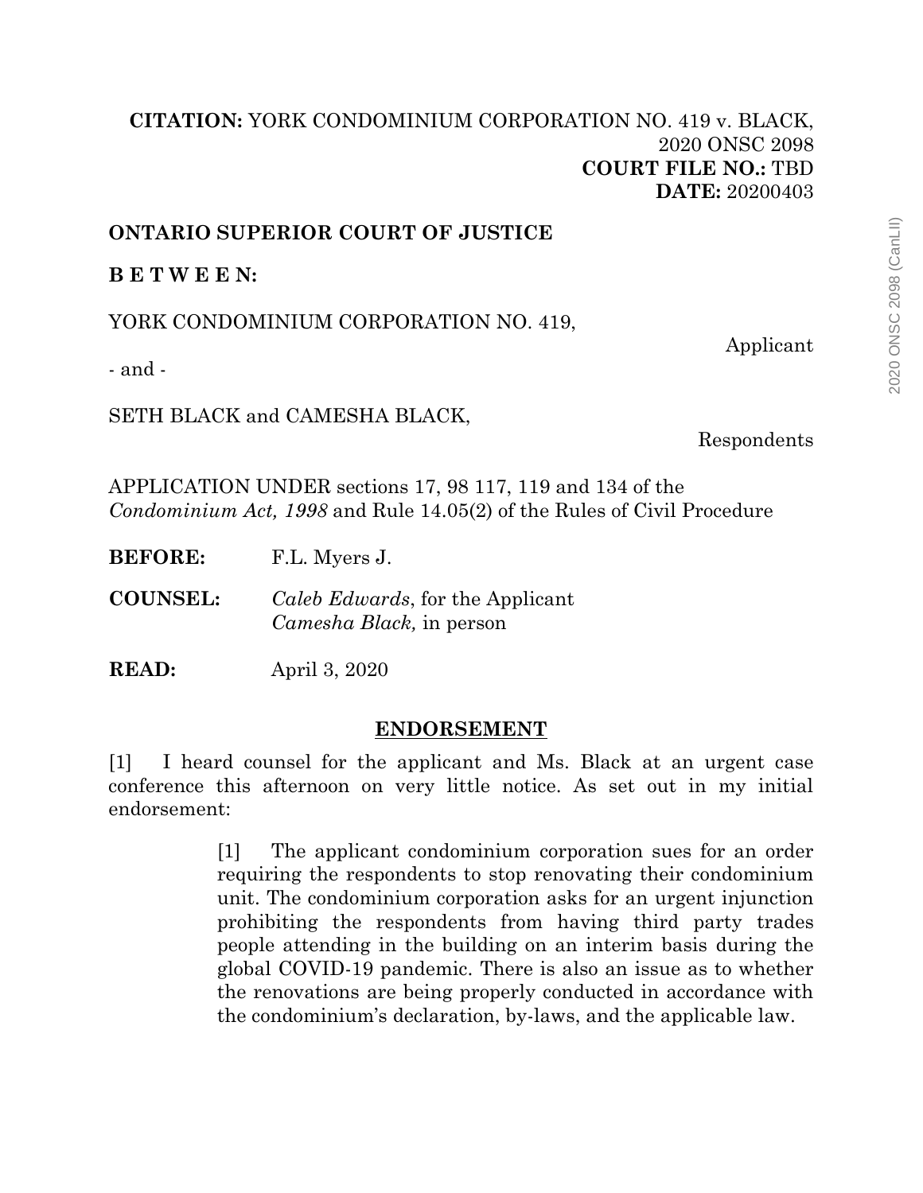**CITATION:** YORK CONDOMINIUM CORPORATION NO. 419 v. BLACK, 2020 ONSC 2098
**COURT FILE NO.:** TBD
**DATE:** 20200403

**ONTARIO SUPERIOR COURT OF JUSTICE**

**B E T W E E N:**

YORK CONDOMINIUM CORPORATION NO. 419,

Applicant

- and -

SETH BLACK and CAMESHA BLACK,

Respondents

APPLICATION UNDER sections 17, 98 117, 119 and 134 of the *Condominium Act, 1998* and Rule 14.05(2) of the Rules of Civil Procedure

**BEFORE:** F.L. Myers J.

**COUNSEL:** *Caleb Edwards*, for the Applicant
*Camesha Black,* in person

**READ:** April 3, 2020

## ENDORSEMENT

[1] I heard counsel for the applicant and Ms. Black at an urgent case conference this afternoon on very little notice. As set out in my initial endorsement:

> [1] The applicant condominium corporation sues for an order requiring the respondents to stop renovating their condominium unit. The condominium corporation asks for an urgent injunction prohibiting the respondents from having third party trades people attending in the building on an interim basis during the global COVID-19 pandemic. There is also an issue as to whether the renovations are being properly conducted in accordance with the condominium's declaration, by-laws, and the applicable law.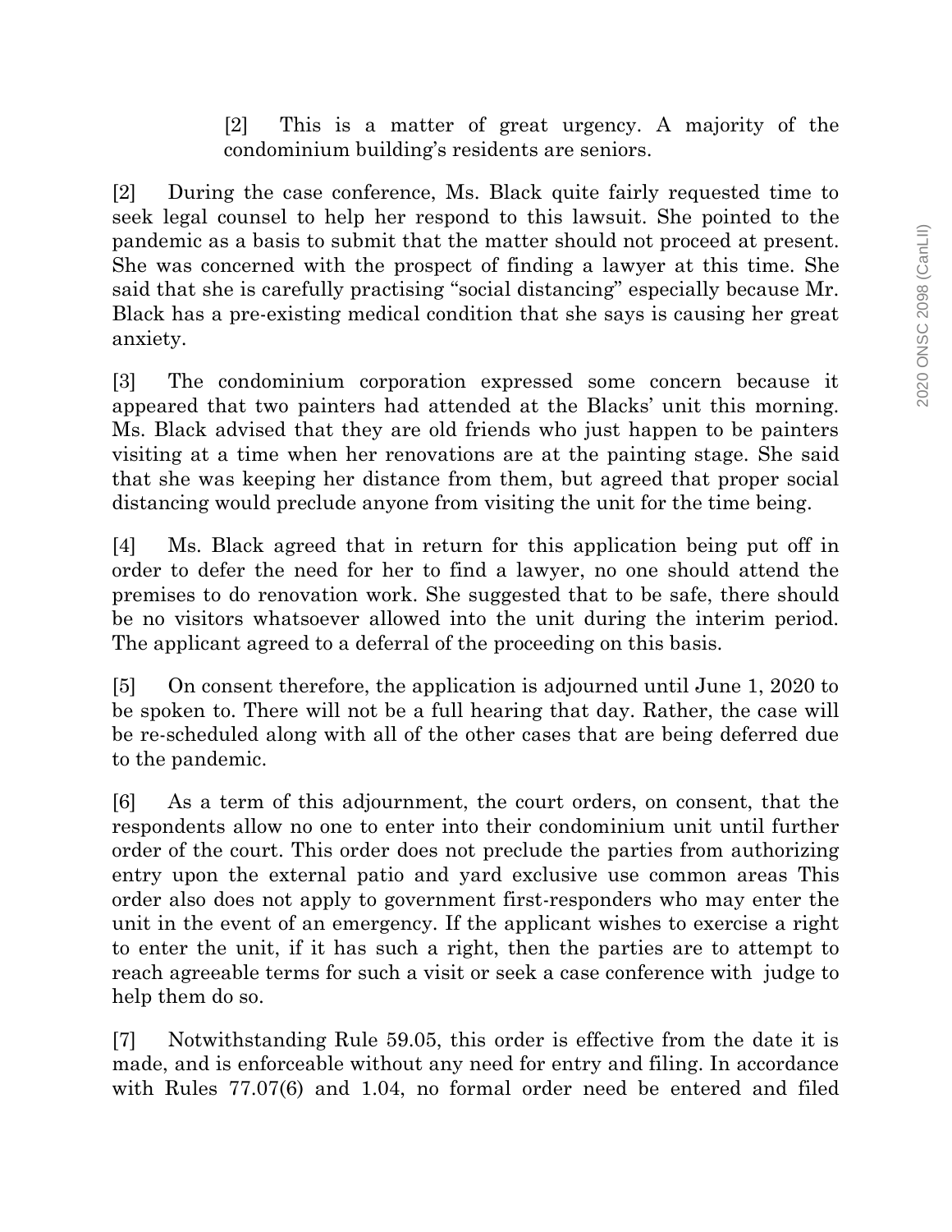> [2] This is a matter of great urgency. A majority of the condominium building's residents are seniors.

[2] During the case conference, Ms. Black quite fairly requested time to seek legal counsel to help her respond to this lawsuit. She pointed to the pandemic as a basis to submit that the matter should not proceed at present. She was concerned with the prospect of finding a lawyer at this time. She said that she is carefully practising "social distancing" especially because Mr. Black has a pre-existing medical condition that she says is causing her great anxiety.

[3] The condominium corporation expressed some concern because it appeared that two painters had attended at the Blacks' unit this morning. Ms. Black advised that they are old friends who just happen to be painters visiting at a time when her renovations are at the painting stage. She said that she was keeping her distance from them, but agreed that proper social distancing would preclude anyone from visiting the unit for the time being.

[4] Ms. Black agreed that in return for this application being put off in order to defer the need for her to find a lawyer, no one should attend the premises to do renovation work. She suggested that to be safe, there should be no visitors whatsoever allowed into the unit during the interim period. The applicant agreed to a deferral of the proceeding on this basis.

[5] On consent therefore, the application is adjourned until June 1, 2020 to be spoken to. There will not be a full hearing that day. Rather, the case will be re-scheduled along with all of the other cases that are being deferred due to the pandemic.

[6] As a term of this adjournment, the court orders, on consent, that the respondents allow no one to enter into their condominium unit until further order of the court. This order does not preclude the parties from authorizing entry upon the external patio and yard exclusive use common areas This order also does not apply to government first-responders who may enter the unit in the event of an emergency. If the applicant wishes to exercise a right to enter the unit, if it has such a right, then the parties are to attempt to reach agreeable terms for such a visit or seek a case conference with judge to help them do so.

[7] Notwithstanding Rule 59.05, this order is effective from the date it is made, and is enforceable without any need for entry and filing. In accordance with Rules 77.07(6) and 1.04, no formal order need be entered and filed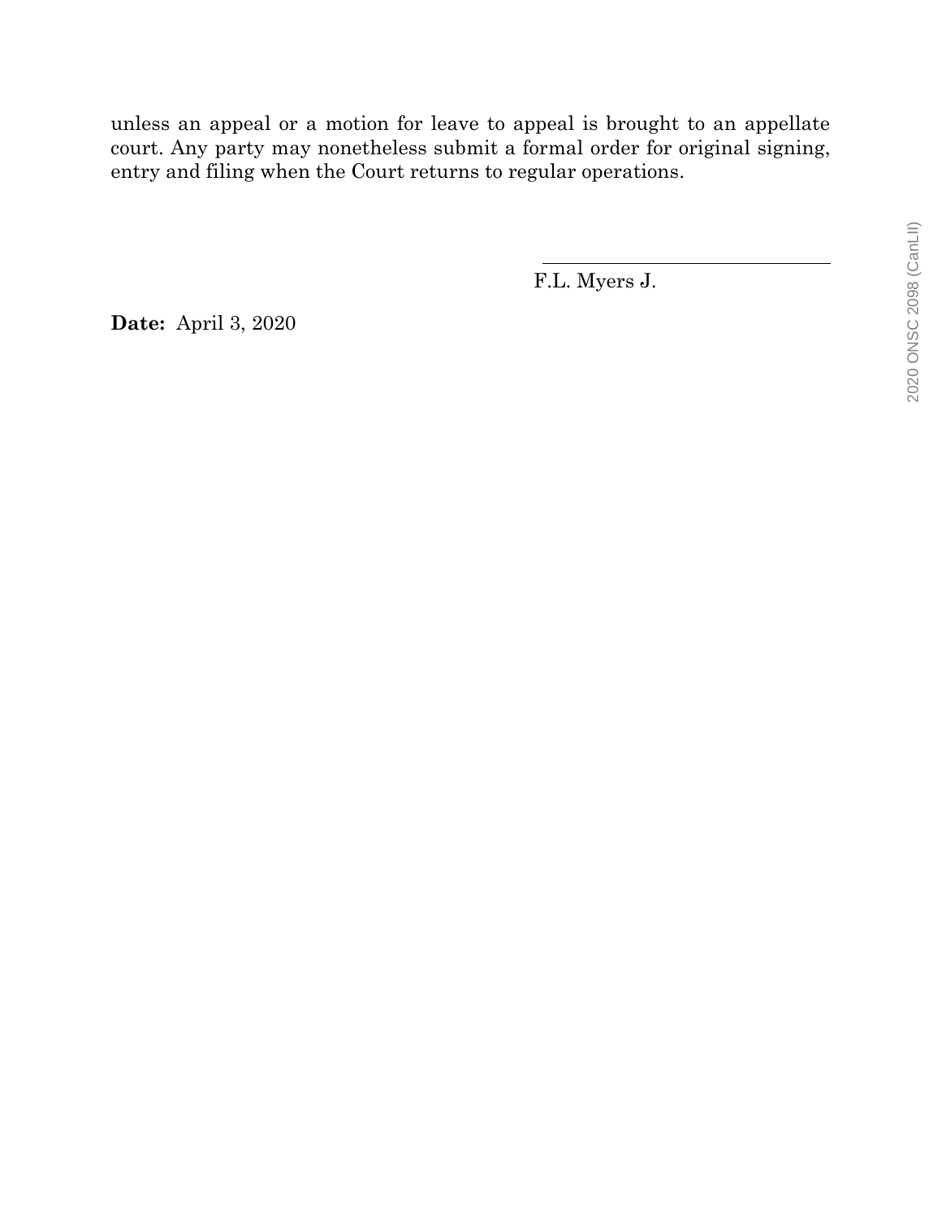unless an appeal or a motion for leave to appeal is brought to an appellate court. Any party may nonetheless submit a formal order for original signing, entry and filing when the Court returns to regular operations.

F.L. Myers J.

**Date:** April 3, 2020